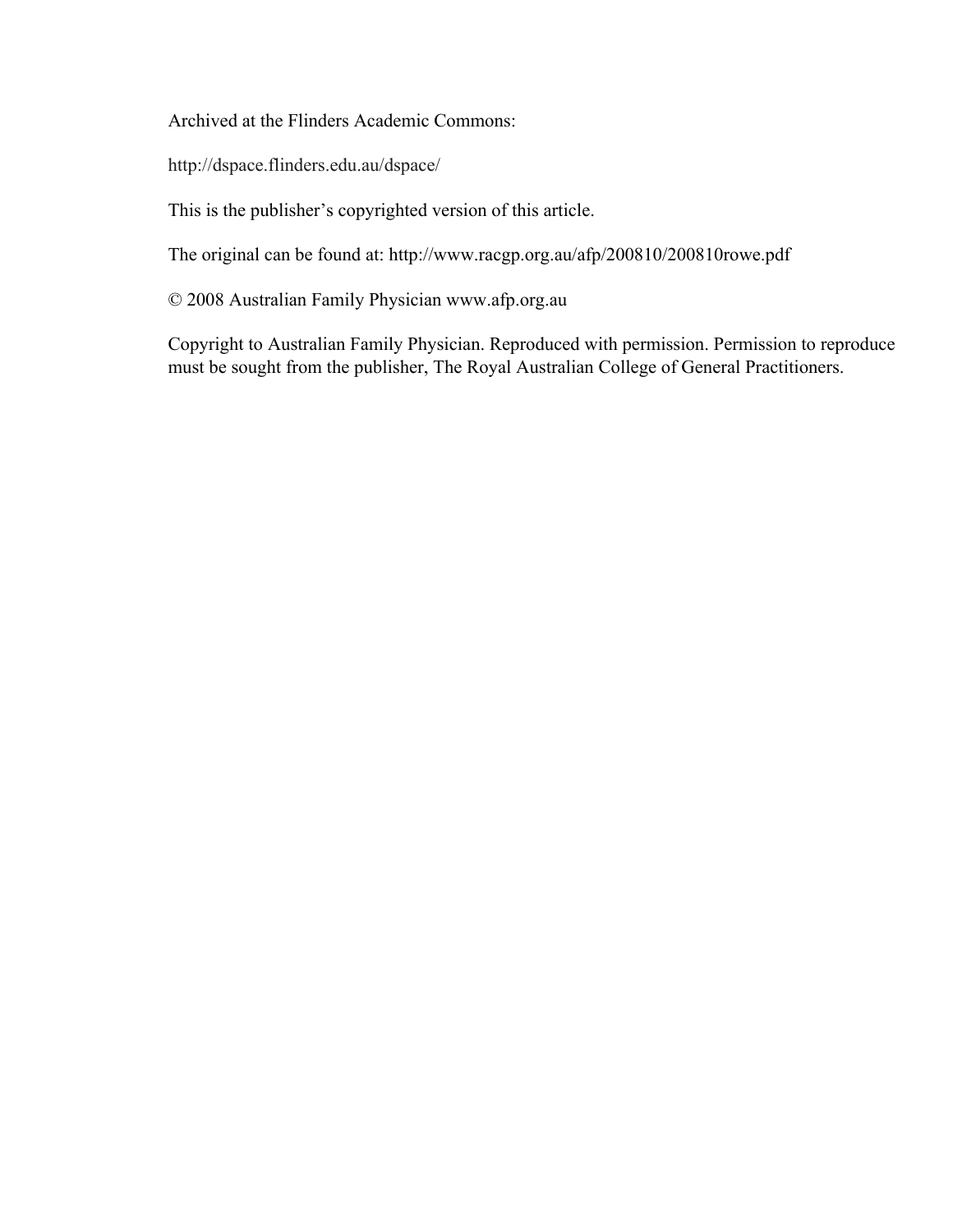Archived at the Flinders Academic Commons:

http://dspace.flinders.edu.au/dspace/

This is the publisher's copyrighted version of this article.

The original can be found at: http://www.racgp.org.au/afp/200810/200810rowe.pdf

© 2008 Australian Family Physician www.afp.org.au

Copyright to Australian Family Physician. Reproduced with permission. Permission to reproduce must be sought from the publisher, The Royal Australian College of General Practitioners.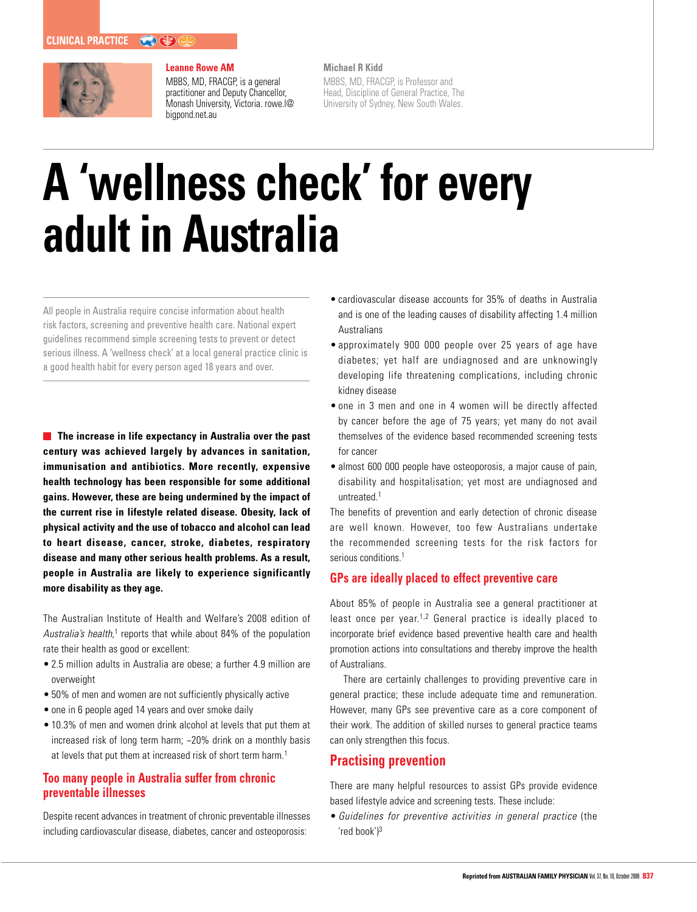CLINICAL PRACTICE

**Leanne Rowe AM**
MBBS, MD, FRACGP, is a general practitioner and Deputy Chancellor, Monash University, Victoria. rowe.l@bigpond.net.au

**Michael R Kidd**
MBBS, MD, FRACGP, is Professor and Head, Discipline of General Practice, The University of Sydney, New South Wales.

# A 'wellness check' for every adult in Australia

All people in Australia require concise information about health risk factors, screening and preventive health care. National expert guidelines recommend simple screening tests to prevent or detect serious illness. A 'wellness check' at a local general practice clinic is a good health habit for every person aged 18 years and over.

**The increase in life expectancy in Australia over the past century was achieved largely by advances in sanitation, immunisation and antibiotics. More recently, expensive health technology has been responsible for some additional gains. However, these are being undermined by the impact of the current rise in lifestyle related disease. Obesity, lack of physical activity and the use of tobacco and alcohol can lead to heart disease, cancer, stroke, diabetes, respiratory disease and many other serious health problems. As a result, people in Australia are likely to experience significantly more disability as they age.**

The Australian Institute of Health and Welfare's 2008 edition of *Australia's health*,[1] reports that while about 84% of the population rate their health as good or excellent:

- 2.5 million adults in Australia are obese; a further 4.9 million are overweight
- 50% of men and women are not sufficiently physically active
- one in 6 people aged 14 years and over smoke daily
- 10.3% of men and women drink alcohol at levels that put them at increased risk of long term harm; ~20% drink on a monthly basis at levels that put them at increased risk of short term harm.[1]

## Too many people in Australia suffer from chronic preventable illnesses

Despite recent advances in treatment of chronic preventable illnesses including cardiovascular disease, diabetes, cancer and osteoporosis:

- cardiovascular disease accounts for 35% of deaths in Australia and is one of the leading causes of disability affecting 1.4 million Australians
- approximately 900 000 people over 25 years of age have diabetes; yet half are undiagnosed and are unknowingly developing life threatening complications, including chronic kidney disease
- one in 3 men and one in 4 women will be directly affected by cancer before the age of 75 years; yet many do not avail themselves of the evidence based recommended screening tests for cancer
- almost 600 000 people have osteoporosis, a major cause of pain, disability and hospitalisation; yet most are undiagnosed and untreated.[1]

The benefits of prevention and early detection of chronic disease are well known. However, too few Australians undertake the recommended screening tests for the risk factors for serious conditions.[1]

## GPs are ideally placed to effect preventive care

About 85% of people in Australia see a general practitioner at least once per year.[1,2] General practice is ideally placed to incorporate brief evidence based preventive health care and health promotion actions into consultations and thereby improve the health of Australians.

There are certainly challenges to providing preventive care in general practice; these include adequate time and remuneration. However, many GPs see preventive care as a core component of their work. The addition of skilled nurses to general practice teams can only strengthen this focus.

## Practising prevention

There are many helpful resources to assist GPs provide evidence based lifestyle advice and screening tests. These include:

- *Guidelines for preventive activities in general practice* (the 'red book')[3]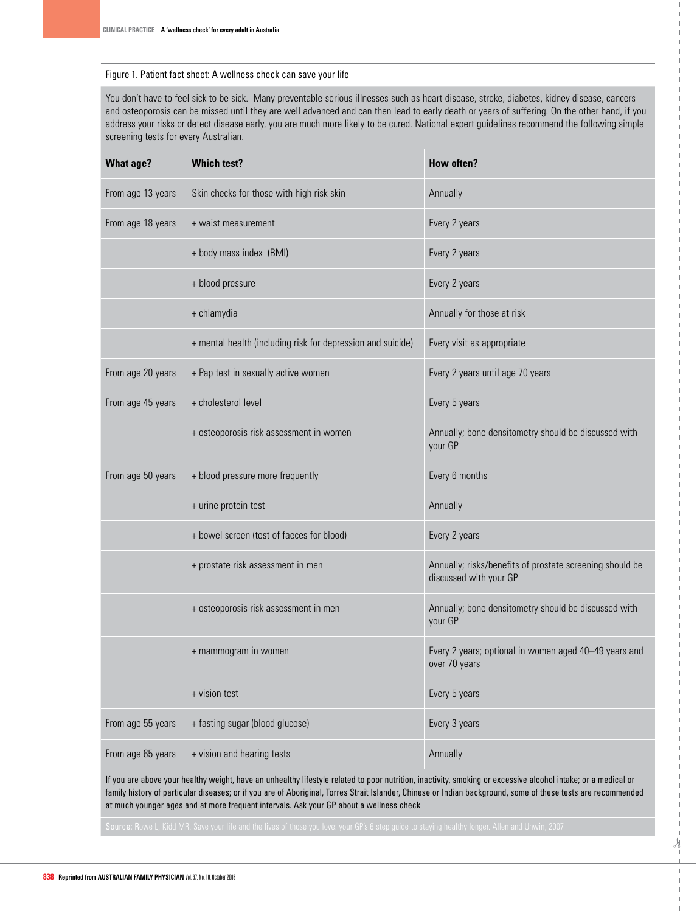Figure 1. Patient fact sheet: A wellness check can save your life

You don't have to feel sick to be sick. Many preventable serious illnesses such as heart disease, stroke, diabetes, kidney disease, cancers and osteoporosis can be missed until they are well advanced and can then lead to early death or years of suffering. On the other hand, if you address your risks or detect disease early, you are much more likely to be cured. National expert guidelines recommend the following simple screening tests for every Australian.

| What age? | Which test? | How often? |
|---|---|---|
| From age 13 years | Skin checks for those with high risk skin | Annually |
| From age 18 years | + waist measurement | Every 2 years |
| | + body mass index (BMI) | Every 2 years |
| | + blood pressure | Every 2 years |
| | + chlamydia | Annually for those at risk |
| | + mental health (including risk for depression and suicide) | Every visit as appropriate |
| From age 20 years | + Pap test in sexually active women | Every 2 years until age 70 years |
| From age 45 years | + cholesterol level | Every 5 years |
| | + osteoporosis risk assessment in women | Annually; bone densitometry should be discussed with your GP |
| From age 50 years | + blood pressure more frequently | Every 6 months |
| | + urine protein test | Annually |
| | + bowel screen (test of faeces for blood) | Every 2 years |
| | + prostate risk assessment in men | Annually; risks/benefits of prostate screening should be discussed with your GP |
| | + osteoporosis risk assessment in men | Annually; bone densitometry should be discussed with your GP |
| | + mammogram in women | Every 2 years; optional in women aged 40–49 years and over 70 years |
| | + vision test | Every 5 years |
| From age 55 years | + fasting sugar (blood glucose) | Every 3 years |
| From age 65 years | + vision and hearing tests | Annually |

If you are above your healthy weight, have an unhealthy lifestyle related to poor nutrition, inactivity, smoking or excessive alcohol intake; or a medical or family history of particular diseases; or if you are of Aboriginal, Torres Strait Islander, Chinese or Indian background, some of these tests are recommended at much younger ages and at more frequent intervals. Ask your GP about a wellness check

Source: Rowe L, Kidd MR. Save your life and the lives of those you love: your GP's 6 step guide to staying healthy longer. Allen and Unwin, 2007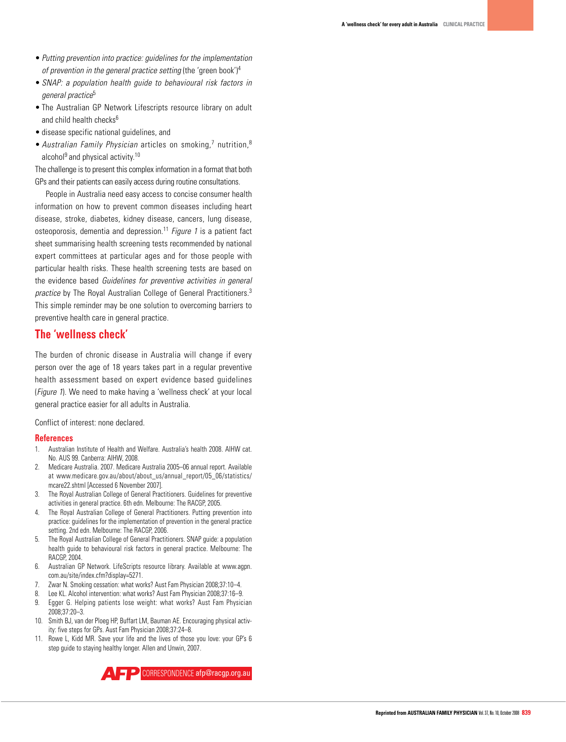- *Putting prevention into practice: guidelines for the implementation of prevention in the general practice setting* (the 'green book')[4]
- *SNAP: a population health guide to behavioural risk factors in general practice*[5]
- The Australian GP Network Lifescripts resource library on adult and child health checks[6]
- disease specific national guidelines, and
- *Australian Family Physician* articles on smoking,[7] nutrition,[8] alcohol[9] and physical activity.[10]

The challenge is to present this complex information in a format that both GPs and their patients can easily access during routine consultations.

People in Australia need easy access to concise consumer health information on how to prevent common diseases including heart disease, stroke, diabetes, kidney disease, cancers, lung disease, osteoporosis, dementia and depression.[11] *Figure 1* is a patient fact sheet summarising health screening tests recommended by national expert committees at particular ages and for those people with particular health risks. These health screening tests are based on the evidence based *Guidelines for preventive activities in general practice* by The Royal Australian College of General Practitioners.[3] This simple reminder may be one solution to overcoming barriers to preventive health care in general practice.

## The 'wellness check'

The burden of chronic disease in Australia will change if every person over the age of 18 years takes part in a regular preventive health assessment based on expert evidence based guidelines (*Figure 1*). We need to make having a 'wellness check' at your local general practice easier for all adults in Australia.

Conflict of interest: none declared.

### References

1. Australian Institute of Health and Welfare. Australia's health 2008. AIHW cat. No. AUS 99. Canberra: AIHW, 2008.
2. Medicare Australia. 2007. Medicare Australia 2005–06 annual report. Available at www.medicare.gov.au/about/about_us/annual_report/05_06/statistics/mcare22.shtml [Accessed 6 November 2007].
3. The Royal Australian College of General Practitioners. Guidelines for preventive activities in general practice. 6th edn. Melbourne: The RACGP, 2005.
4. The Royal Australian College of General Practitioners. Putting prevention into practice: guidelines for the implementation of prevention in the general practice setting. 2nd edn. Melbourne: The RACGP, 2006.
5. The Royal Australian College of General Practitioners. SNAP guide: a population health guide to behavioural risk factors in general practice. Melbourne: The RACGP, 2004.
6. Australian GP Network. LifeScripts resource library. Available at www.agpn.com.au/site/index.cfm?display=5271.
7. Zwar N. Smoking cessation: what works? Aust Fam Physician 2008;37:10–4.
8. Lee KL. Alcohol intervention: what works? Aust Fam Physician 2008;37:16–9.
9. Egger G. Helping patients lose weight: what works? Aust Fam Physician 2008;37:20–3.
10. Smith BJ, van der Ploeg HP, Buffart LM, Bauman AE. Encouraging physical activity: five steps for GPs. Aust Fam Physician 2008;37:24–8.
11. Rowe L, Kidd MR. Save your life and the lives of those you love: your GP's 6 step guide to staying healthy longer. Allen and Unwin, 2007.

AFP CORRESPONDENCE afp@racgp.org.au